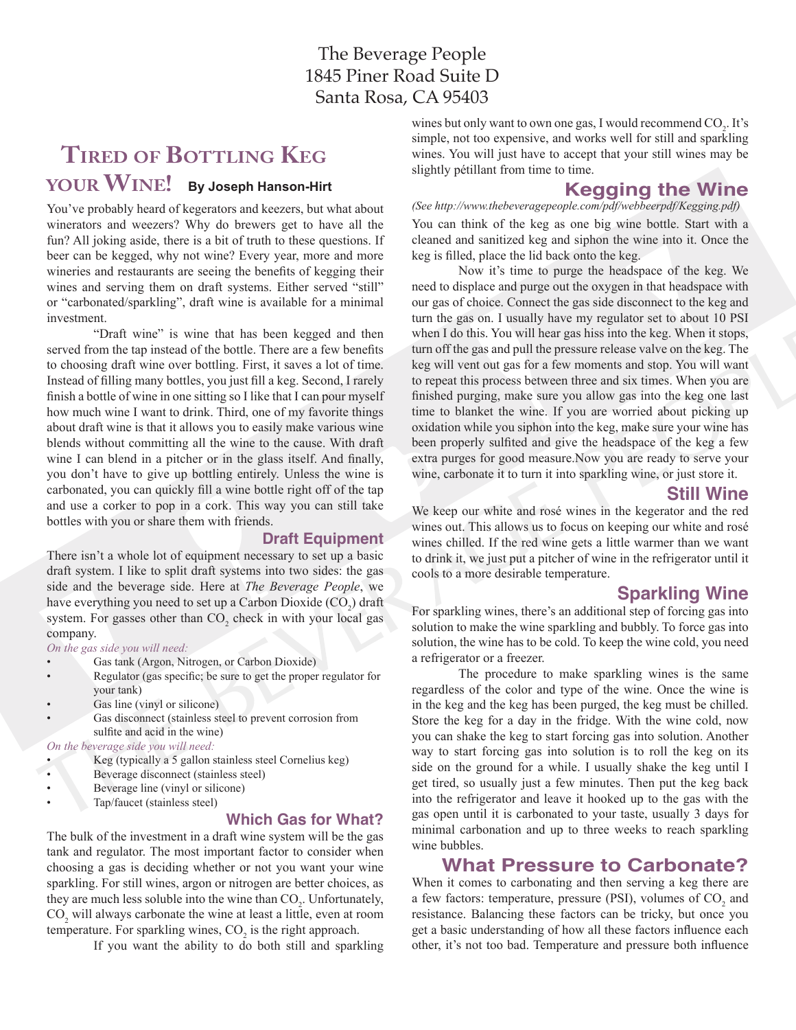The Beverage People
1845 Piner Road Suite D
Santa Rosa, CA 95403

# Tired of Bottling Keg your Wine!

**By Joseph Hanson-Hirt**

You've probably heard of kegerators and keezers, but what about winerators and weezers? Why do brewers get to have all the fun? All joking aside, there is a bit of truth to these questions. If beer can be kegged, why not wine? Every year, more and more wineries and restaurants are seeing the benefits of kegging their wines and serving them on draft systems. Either served "still" or "carbonated/sparkling", draft wine is available for a minimal investment.

"Draft wine" is wine that has been kegged and then served from the tap instead of the bottle. There are a few benefits to choosing draft wine over bottling. First, it saves a lot of time. Instead of filling many bottles, you just fill a keg. Second, I rarely finish a bottle of wine in one sitting so I like that I can pour myself how much wine I want to drink. Third, one of my favorite things about draft wine is that it allows you to easily make various wine blends without committing all the wine to the cause. With draft wine I can blend in a pitcher or in the glass itself. And finally, you don't have to give up bottling entirely. Unless the wine is carbonated, you can quickly fill a wine bottle right off of the tap and use a corker to pop in a cork. This way you can still take bottles with you or share them with friends.

## Draft Equipment

There isn't a whole lot of equipment necessary to set up a basic draft system. I like to split draft systems into two sides: the gas side and the beverage side. Here at *The Beverage People*, we have everything you need to set up a Carbon Dioxide ($CO_2$) draft system. For gasses other than $CO_2$ check in with your local gas company.

*On the gas side you will need:*

- Gas tank (Argon, Nitrogen, or Carbon Dioxide)
- Regulator (gas specific; be sure to get the proper regulator for your tank)
- Gas line (vinyl or silicone)
- Gas disconnect (stainless steel to prevent corrosion from sulfite and acid in the wine)

*On the beverage side you will need:*

- Keg (typically a 5 gallon stainless steel Cornelius keg)
- Beverage disconnect (stainless steel)
- Beverage line (vinyl or silicone)
- Tap/faucet (stainless steel)

## Which Gas for What?

The bulk of the investment in a draft wine system will be the gas tank and regulator. The most important factor to consider when choosing a gas is deciding whether or not you want your wine sparkling. For still wines, argon or nitrogen are better choices, as they are much less soluble into the wine than $CO_2$. Unfortunately, $CO_2$ will always carbonate the wine at least a little, even at room temperature. For sparkling wines, $CO_2$ is the right approach.

If you want the ability to do both still and sparkling wines but only want to own one gas, I would recommend $CO_2$. It's simple, not too expensive, and works well for still and sparkling wines. You will just have to accept that your still wines may be slightly pétillant from time to time.

## Kegging the Wine

*(See http://www.thebeveragepeople.com/pdf/webbeerpdf/Kegging.pdf)*

You can think of the keg as one big wine bottle. Start with a cleaned and sanitized keg and siphon the wine into it. Once the keg is filled, place the lid back onto the keg.

Now it's time to purge the headspace of the keg. We need to displace and purge out the oxygen in that headspace with our gas of choice. Connect the gas side disconnect to the keg and turn the gas on. I usually have my regulator set to about 10 PSI when I do this. You will hear gas hiss into the keg. When it stops, turn off the gas and pull the pressure release valve on the keg. The keg will vent out gas for a few moments and stop. You will want to repeat this process between three and six times. When you are finished purging, make sure you allow gas into the keg one last time to blanket the wine. If you are worried about picking up oxidation while you siphon into the keg, make sure your wine has been properly sulfited and give the headspace of the keg a few extra purges for good measure.Now you are ready to serve your wine, carbonate it to turn it into sparkling wine, or just store it.

## Still Wine

We keep our white and rosé wines in the kegerator and the red wines out. This allows us to focus on keeping our white and rosé wines chilled. If the red wine gets a little warmer than we want to drink it, we just put a pitcher of wine in the refrigerator until it cools to a more desirable temperature.

## Sparkling Wine

For sparkling wines, there's an additional step of forcing gas into solution to make the wine sparkling and bubbly. To force gas into solution, the wine has to be cold. To keep the wine cold, you need a refrigerator or a freezer.

The procedure to make sparkling wines is the same regardless of the color and type of the wine. Once the wine is in the keg and the keg has been purged, the keg must be chilled. Store the keg for a day in the fridge. With the wine cold, now you can shake the keg to start forcing gas into solution. Another way to start forcing gas into solution is to roll the keg on its side on the ground for a while. I usually shake the keg until I get tired, so usually just a few minutes. Then put the keg back into the refrigerator and leave it hooked up to the gas with the gas open until it is carbonated to your taste, usually 3 days for minimal carbonation and up to three weeks to reach sparkling wine bubbles.

## What Pressure to Carbonate?

When it comes to carbonating and then serving a keg there are a few factors: temperature, pressure (PSI), volumes of $CO_2$ and resistance. Balancing these factors can be tricky, but once you get a basic understanding of how all these factors influence each other, it's not too bad. Temperature and pressure both influence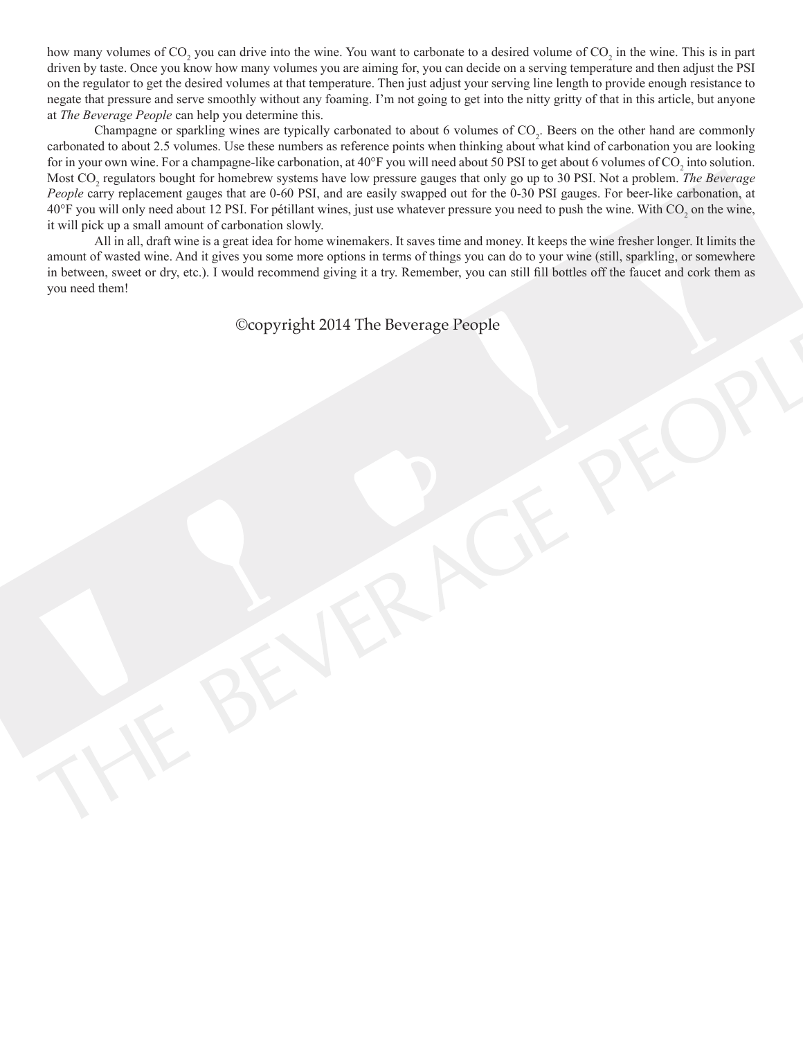how many volumes of $CO_2$ you can drive into the wine. You want to carbonate to a desired volume of $CO_2$ in the wine. This is in part driven by taste. Once you know how many volumes you are aiming for, you can decide on a serving temperature and then adjust the PSI on the regulator to get the desired volumes at that temperature. Then just adjust your serving line length to provide enough resistance to negate that pressure and serve smoothly without any foaming. I'm not going to get into the nitty gritty of that in this article, but anyone at *The Beverage People* can help you determine this.

Champagne or sparkling wines are typically carbonated to about 6 volumes of $CO_2$. Beers on the other hand are commonly carbonated to about 2.5 volumes. Use these numbers as reference points when thinking about what kind of carbonation you are looking for in your own wine. For a champagne-like carbonation, at 40°F you will need about 50 PSI to get about 6 volumes of $CO_2$ into solution. Most $CO_2$ regulators bought for homebrew systems have low pressure gauges that only go up to 30 PSI. Not a problem. *The Beverage People* carry replacement gauges that are 0-60 PSI, and are easily swapped out for the 0-30 PSI gauges. For beer-like carbonation, at 40°F you will only need about 12 PSI. For pétillant wines, just use whatever pressure you need to push the wine. With $CO_2$ on the wine, it will pick up a small amount of carbonation slowly.

All in all, draft wine is a great idea for home winemakers. It saves time and money. It keeps the wine fresher longer. It limits the amount of wasted wine. And it gives you some more options in terms of things you can do to your wine (still, sparkling, or somewhere in between, sweet or dry, etc.). I would recommend giving it a try. Remember, you can still fill bottles off the faucet and cork them as you need them!

©copyright 2014 The Beverage People